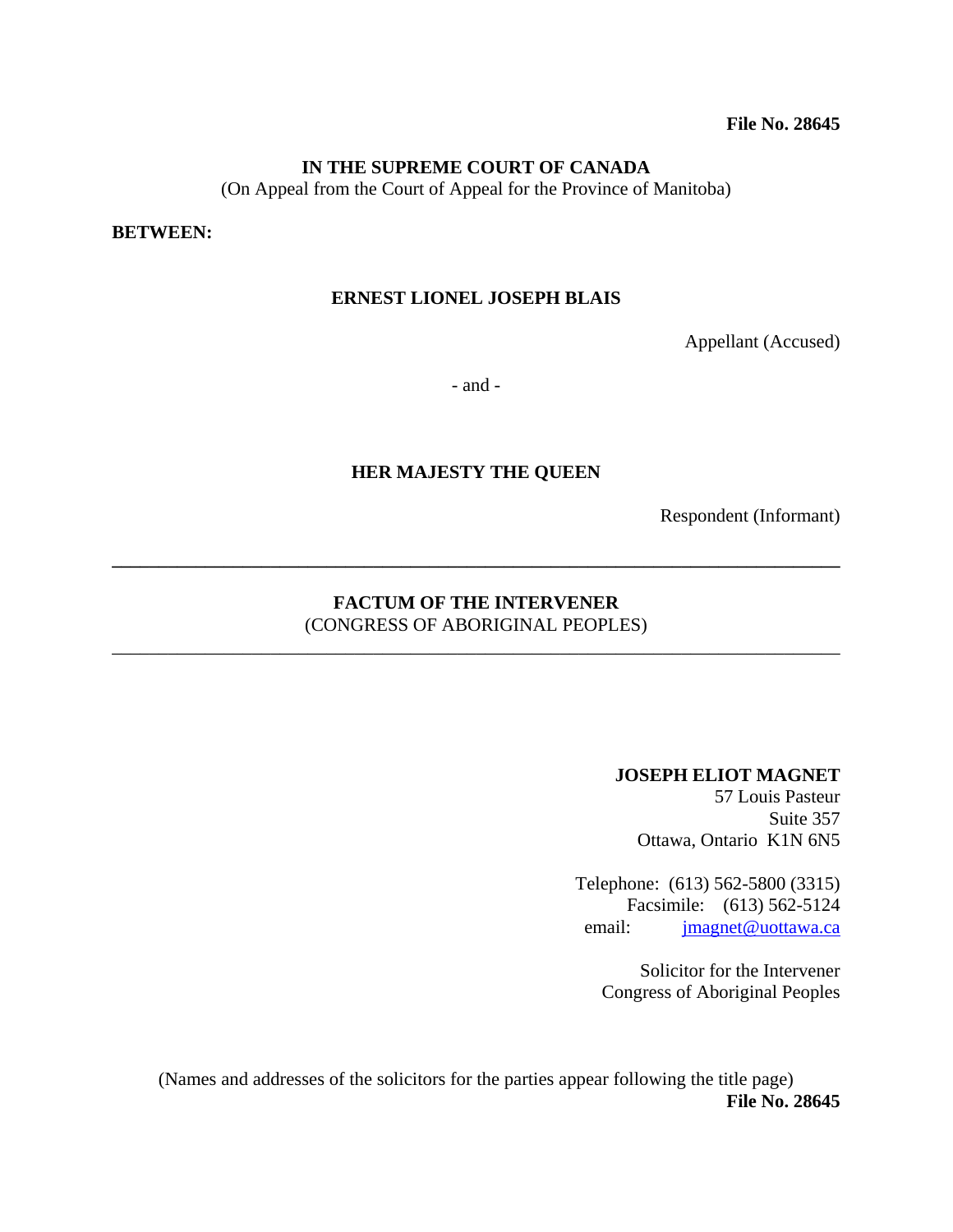**File No. 28645**

**IN THE SUPREME COURT OF CANADA**
(On Appeal from the Court of Appeal for the Province of Manitoba)

**BETWEEN:**

**ERNEST LIONEL JOSEPH BLAIS**

Appellant (Accused)

- and -

**HER MAJESTY THE QUEEN**

Respondent (Informant)

---

**FACTUM OF THE INTERVENER**
(CONGRESS OF ABORIGINAL PEOPLES)

---

**JOSEPH ELIOT MAGNET**
57 Louis Pasteur
Suite 357
Ottawa, Ontario K1N 6N5

Telephone: (613) 562-5800 (3315)
Facsimile: (613) 562-5124
email: jmagnet@uottawa.ca

Solicitor for the Intervener
Congress of Aboriginal Peoples

(Names and addresses of the solicitors for the parties appear following the title page)
**File No. 28645**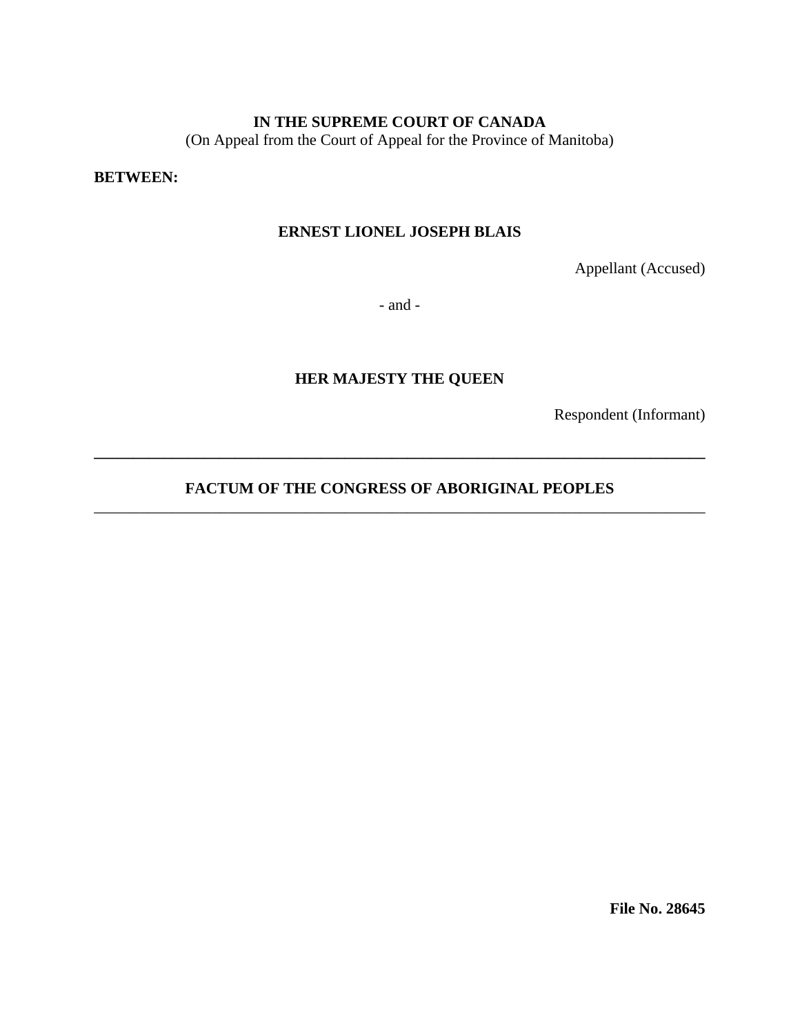**IN THE SUPREME COURT OF CANADA**
(On Appeal from the Court of Appeal for the Province of Manitoba)

**BETWEEN:**

**ERNEST LIONEL JOSEPH BLAIS**

Appellant (Accused)

- and -

**HER MAJESTY THE QUEEN**

Respondent (Informant)

---

**FACTUM OF THE CONGRESS OF ABORIGINAL PEOPLES**

---

**File No. 28645**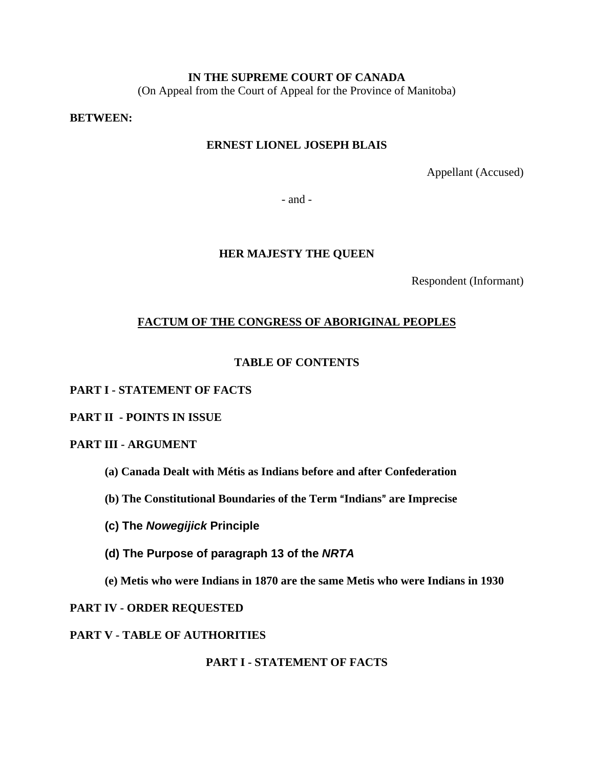**IN THE SUPREME COURT OF CANADA**
(On Appeal from the Court of Appeal for the Province of Manitoba)

**BETWEEN:**

**ERNEST LIONEL JOSEPH BLAIS**

Appellant (Accused)

- and -

**HER MAJESTY THE QUEEN**

Respondent (Informant)

## FACTUM OF THE CONGRESS OF ABORIGINAL PEOPLES

### TABLE OF CONTENTS

**PART I - STATEMENT OF FACTS**

**PART II - POINTS IN ISSUE**

**PART III - ARGUMENT**

**(a) Canada Dealt with Métis as Indians before and after Confederation**

**(b) The Constitutional Boundaries of the Term "Indians" are Imprecise**

**(c) The *Nowegijick* Principle**

**(d) The Purpose of paragraph 13 of the *NRTA***

**(e) Metis who were Indians in 1870 are the same Metis who were Indians in 1930**

**PART IV - ORDER REQUESTED**

**PART V - TABLE OF AUTHORITIES**

## PART I - STATEMENT OF FACTS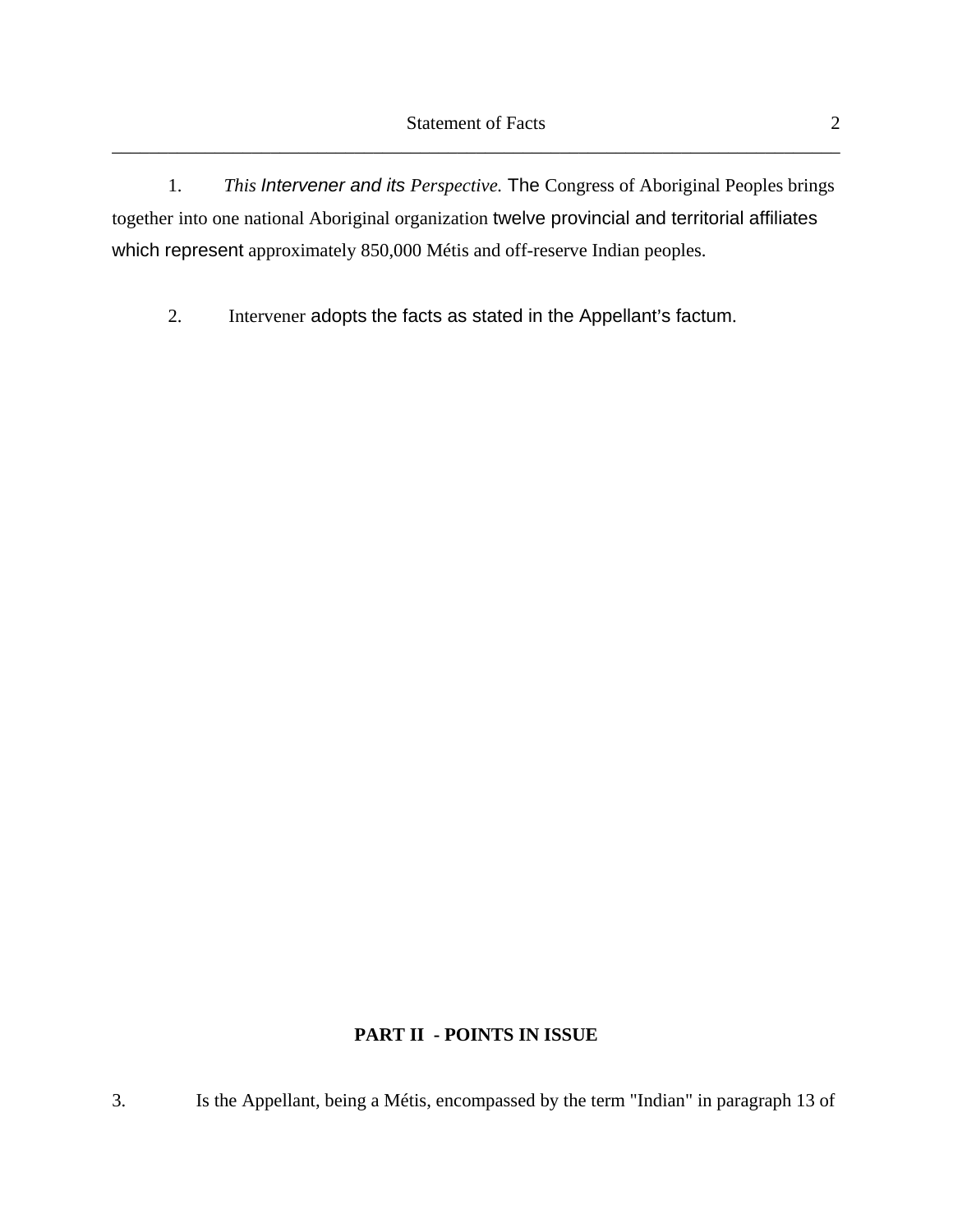1. *This Intervener and its Perspective.* The Congress of Aboriginal Peoples brings together into one national Aboriginal organization twelve provincial and territorial affiliates which represent approximately 850,000 Métis and off-reserve Indian peoples.

2. Intervener adopts the facts as stated in the Appellant's factum.

## PART II - POINTS IN ISSUE

3. Is the Appellant, being a Métis, encompassed by the term "Indian" in paragraph 13 of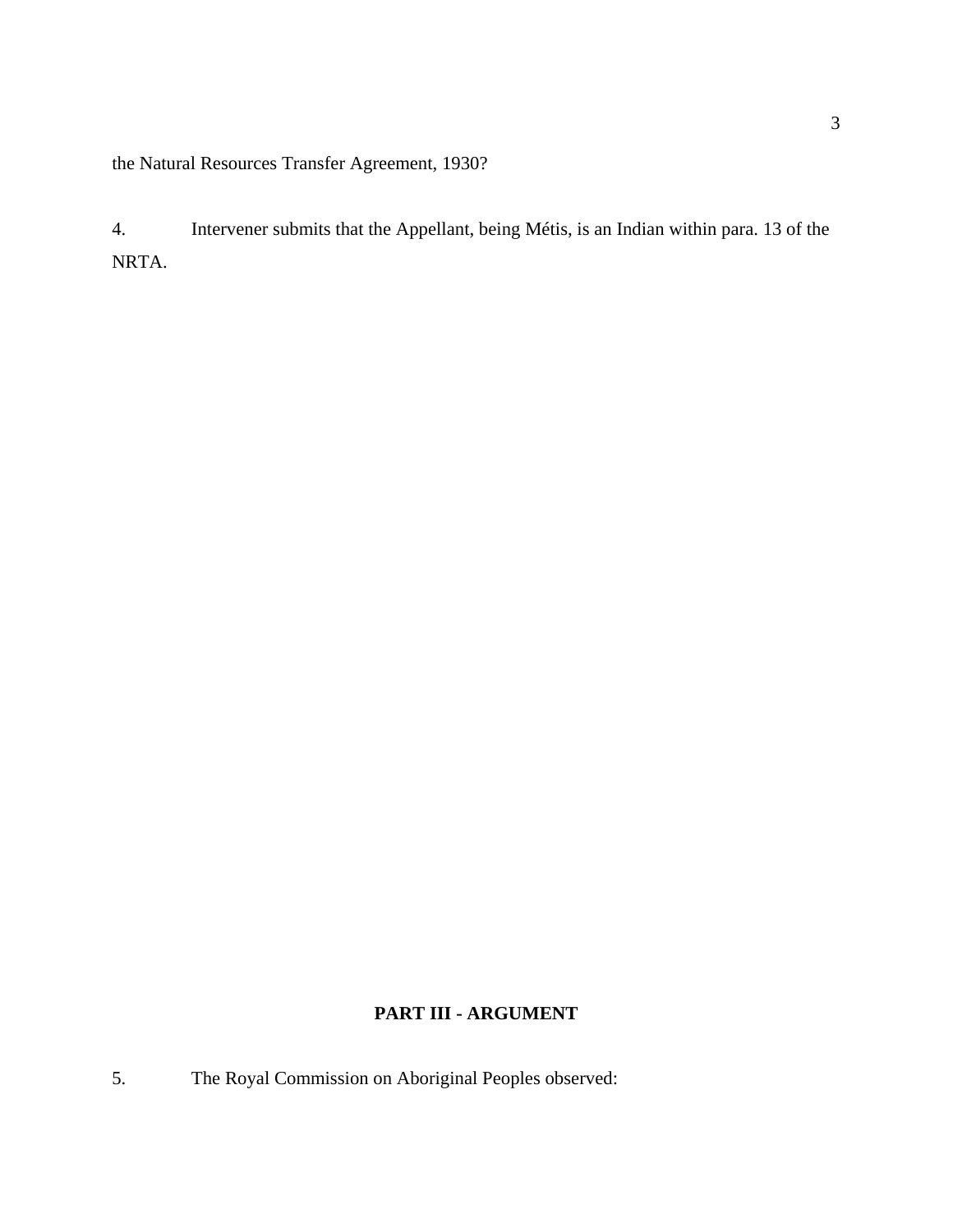the Natural Resources Transfer Agreement, 1930?

4. Intervener submits that the Appellant, being Métis, is an Indian within para. 13 of the NRTA.

## PART III - ARGUMENT

5. The Royal Commission on Aboriginal Peoples observed: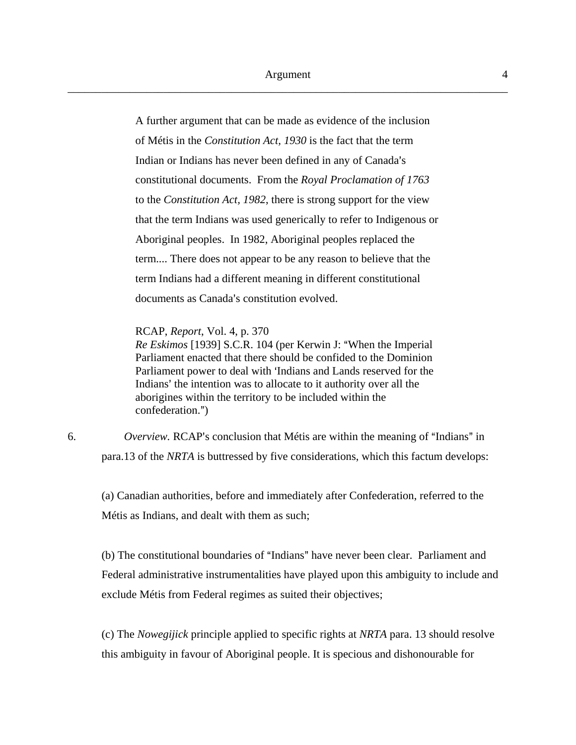> A further argument that can be made as evidence of the inclusion of Métis in the *Constitution Act, 1930* is the fact that the term Indian or Indians has never been defined in any of Canada's constitutional documents. From the *Royal Proclamation of 1763* to the *Constitution Act, 1982*, there is strong support for the view that the term Indians was used generically to refer to Indigenous or Aboriginal peoples. In 1982, Aboriginal peoples replaced the term.... There does not appear to be any reason to believe that the term Indians had a different meaning in different constitutional documents as Canada's constitution evolved.
>
> RCAP, *Report*, Vol. 4, p. 370
> *Re Eskimos* [1939] S.C.R. 104 (per Kerwin J: "When the Imperial Parliament enacted that there should be confided to the Dominion Parliament power to deal with 'Indians and Lands reserved for the Indians' the intention was to allocate to it authority over all the aborigines within the territory to be included within the confederation.")

6. *Overview.* RCAP's conclusion that Métis are within the meaning of "Indians" in para.13 of the *NRTA* is buttressed by five considerations, which this factum develops:

(a) Canadian authorities, before and immediately after Confederation, referred to the Métis as Indians, and dealt with them as such;

(b) The constitutional boundaries of "Indians" have never been clear. Parliament and Federal administrative instrumentalities have played upon this ambiguity to include and exclude Métis from Federal regimes as suited their objectives;

(c) The *Nowegijick* principle applied to specific rights at *NRTA* para. 13 should resolve this ambiguity in favour of Aboriginal people. It is specious and dishonourable for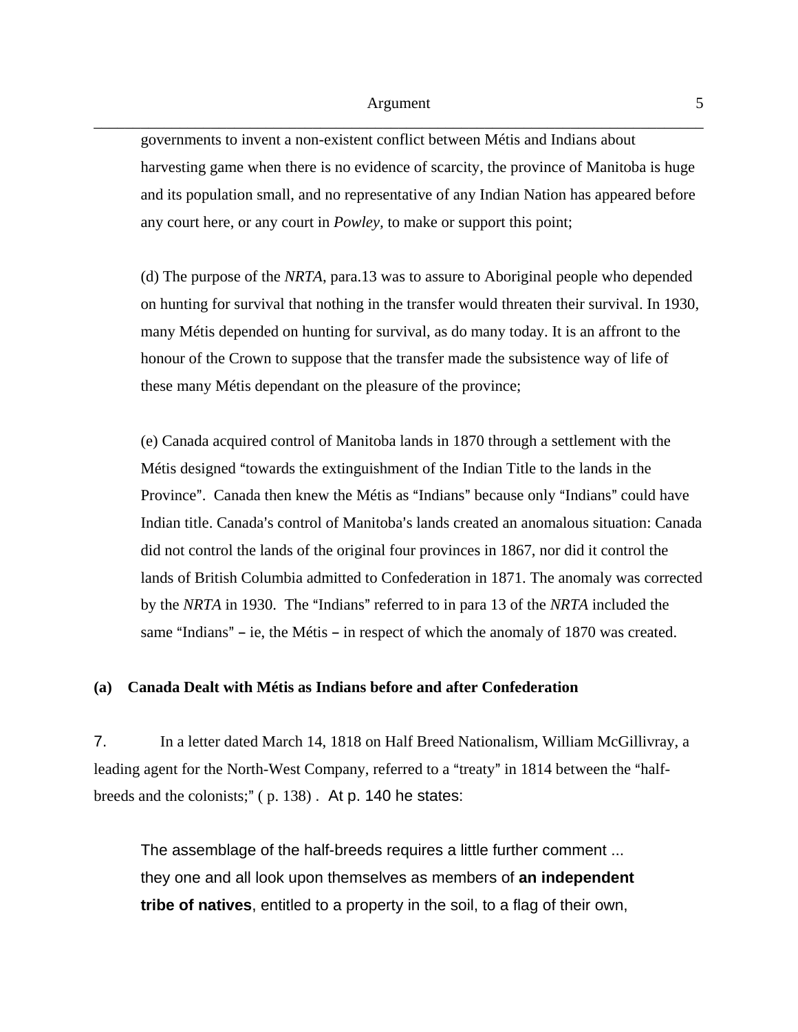governments to invent a non-existent conflict between Métis and Indians about harvesting game when there is no evidence of scarcity, the province of Manitoba is huge and its population small, and no representative of any Indian Nation has appeared before any court here, or any court in *Powley*, to make or support this point;

(d) The purpose of the *NRTA*, para.13 was to assure to Aboriginal people who depended on hunting for survival that nothing in the transfer would threaten their survival. In 1930, many Métis depended on hunting for survival, as do many today. It is an affront to the honour of the Crown to suppose that the transfer made the subsistence way of life of these many Métis dependant on the pleasure of the province;

(e) Canada acquired control of Manitoba lands in 1870 through a settlement with the Métis designed "towards the extinguishment of the Indian Title to the lands in the Province". Canada then knew the Métis as "Indians" because only "Indians" could have Indian title. Canada's control of Manitoba's lands created an anomalous situation: Canada did not control the lands of the original four provinces in 1867, nor did it control the lands of British Columbia admitted to Confederation in 1871. The anomaly was corrected by the *NRTA* in 1930. The "Indians" referred to in para 13 of the *NRTA* included the same "Indians" – ie, the Métis – in respect of which the anomaly of 1870 was created.

### (a) Canada Dealt with Métis as Indians before and after Confederation

7. In a letter dated March 14, 1818 on Half Breed Nationalism, William McGillivray, a leading agent for the North-West Company, referred to a "treaty" in 1814 between the "half-breeds and the colonists;" ( p. 138) . At p. 140 he states:

> The assemblage of the half-breeds requires a little further comment ... they one and all look upon themselves as members of **an independent tribe of natives**, entitled to a property in the soil, to a flag of their own,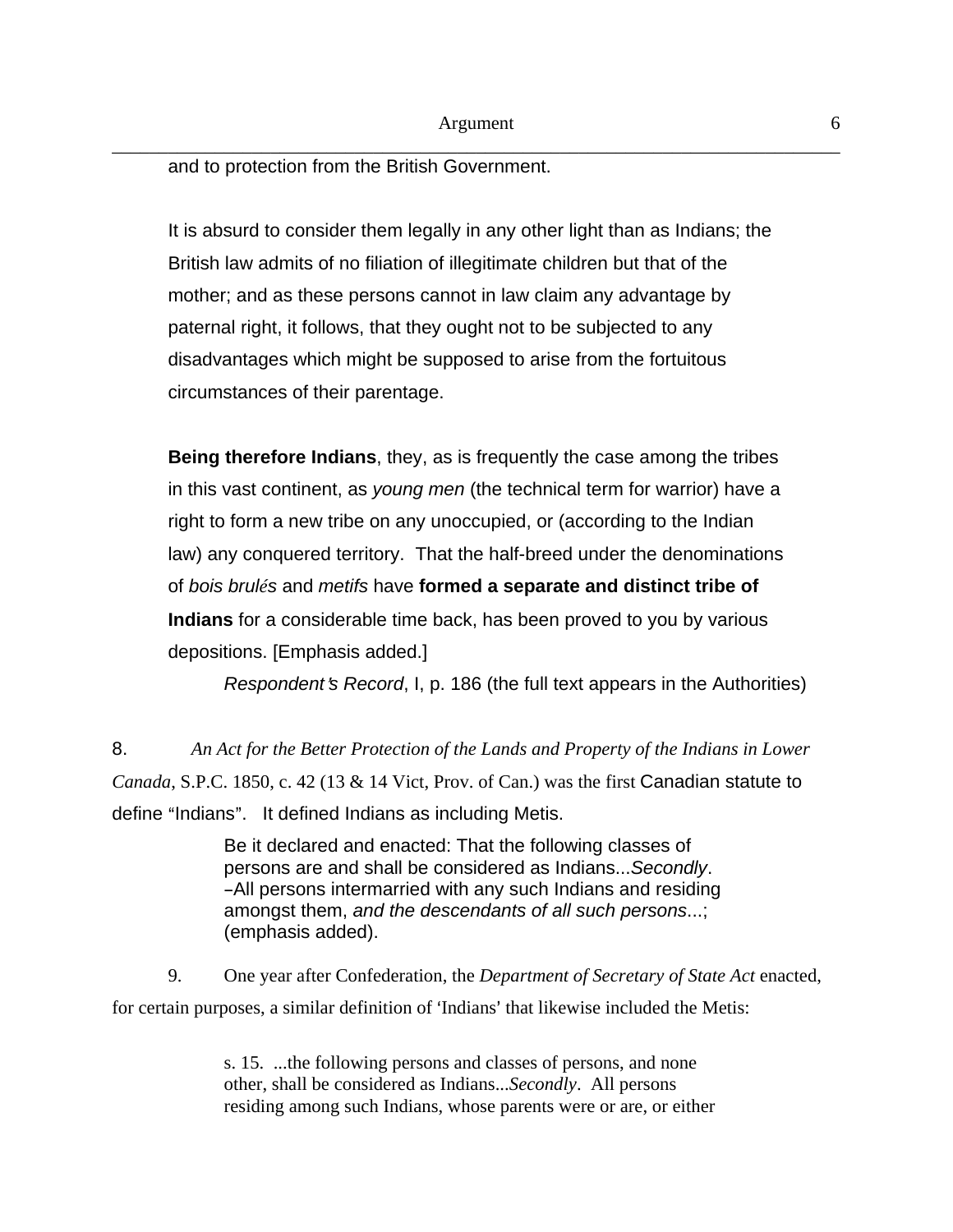and to protection from the British Government.

It is absurd to consider them legally in any other light than as Indians; the British law admits of no filiation of illegitimate children but that of the mother; and as these persons cannot in law claim any advantage by paternal right, it follows, that they ought not to be subjected to any disadvantages which might be supposed to arise from the fortuitous circumstances of their parentage.

**Being therefore Indians**, they, as is frequently the case among the tribes in this vast continent, as *young men* (the technical term for warrior) have a right to form a new tribe on any unoccupied, or (according to the Indian law) any conquered territory. That the half-breed under the denominations of *bois brulés* and *metifs* have **formed a separate and distinct tribe of Indians** for a considerable time back, has been proved to you by various depositions. [Emphasis added.]

*Respondent's Record*, I, p. 186 (the full text appears in the Authorities)

8. *An Act for the Better Protection of the Lands and Property of the Indians in Lower Canada*, S.P.C. 1850, c. 42 (13 & 14 Vict, Prov. of Can.) was the first Canadian statute to define "Indians". It defined Indians as including Metis.

> Be it declared and enacted: That the following classes of persons are and shall be considered as Indians...*Secondly*. –All persons intermarried with any such Indians and residing amongst them, *and the descendants of all such persons*...; (emphasis added).

9. One year after Confederation, the *Department of Secretary of State Act* enacted, for certain purposes, a similar definition of 'Indians' that likewise included the Metis:

> s. 15. ...the following persons and classes of persons, and none other, shall be considered as Indians...*Secondly*. All persons residing among such Indians, whose parents were or are, or either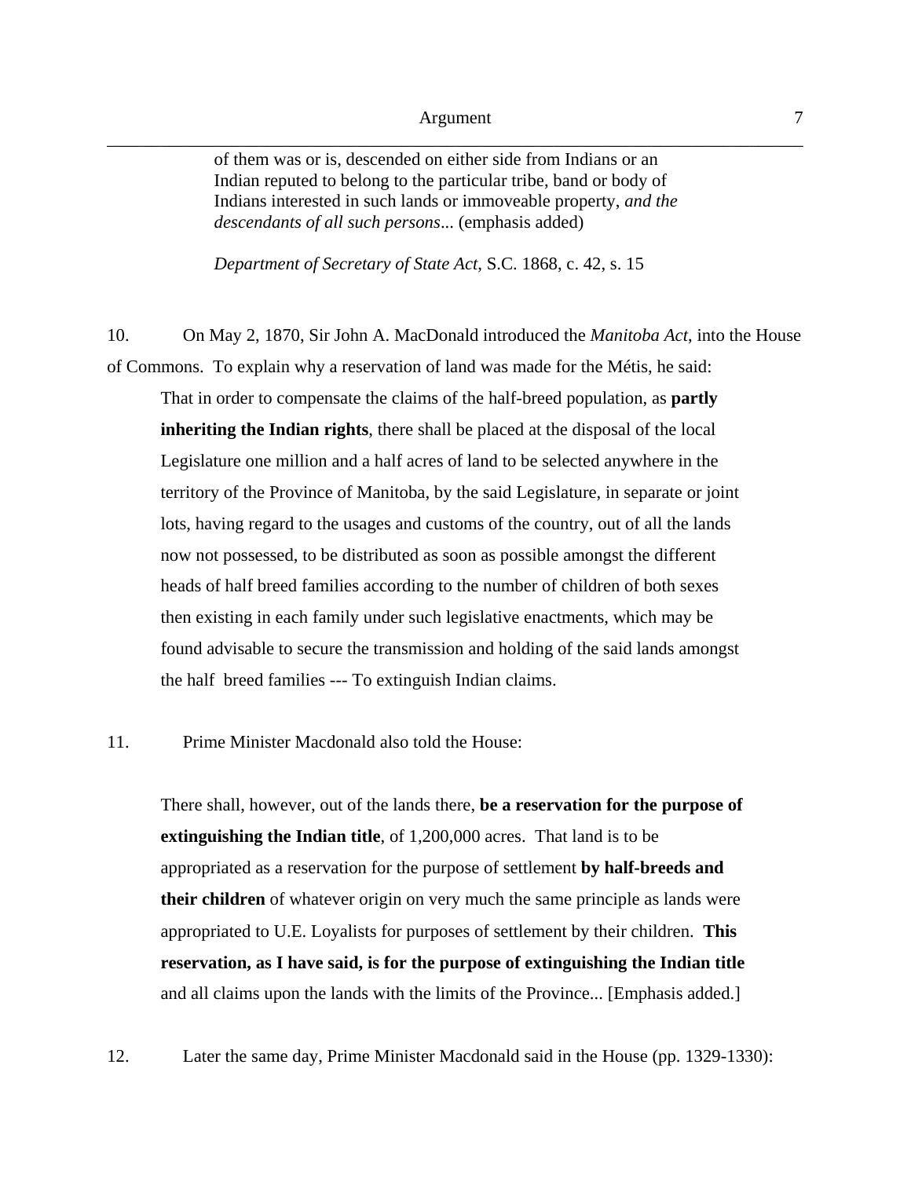> of them was or is, descended on either side from Indians or an Indian reputed to belong to the particular tribe, band or body of Indians interested in such lands or immoveable property, *and the descendants of all such persons*... (emphasis added)
>
> *Department of Secretary of State Act*, S.C. 1868, c. 42, s. 15

10. On May 2, 1870, Sir John A. MacDonald introduced the *Manitoba Act*, into the House of Commons. To explain why a reservation of land was made for the Métis, he said:

> That in order to compensate the claims of the half-breed population, as **partly inheriting the Indian rights**, there shall be placed at the disposal of the local Legislature one million and a half acres of land to be selected anywhere in the territory of the Province of Manitoba, by the said Legislature, in separate or joint lots, having regard to the usages and customs of the country, out of all the lands now not possessed, to be distributed as soon as possible amongst the different heads of half breed families according to the number of children of both sexes then existing in each family under such legislative enactments, which may be found advisable to secure the transmission and holding of the said lands amongst the half breed families --- To extinguish Indian claims.

11. Prime Minister Macdonald also told the House:

> There shall, however, out of the lands there, **be a reservation for the purpose of extinguishing the Indian title**, of 1,200,000 acres. That land is to be appropriated as a reservation for the purpose of settlement **by half-breeds and their children** of whatever origin on very much the same principle as lands were appropriated to U.E. Loyalists for purposes of settlement by their children. **This reservation, as I have said, is for the purpose of extinguishing the Indian title** and all claims upon the lands with the limits of the Province... [Emphasis added.]

12. Later the same day, Prime Minister Macdonald said in the House (pp. 1329-1330):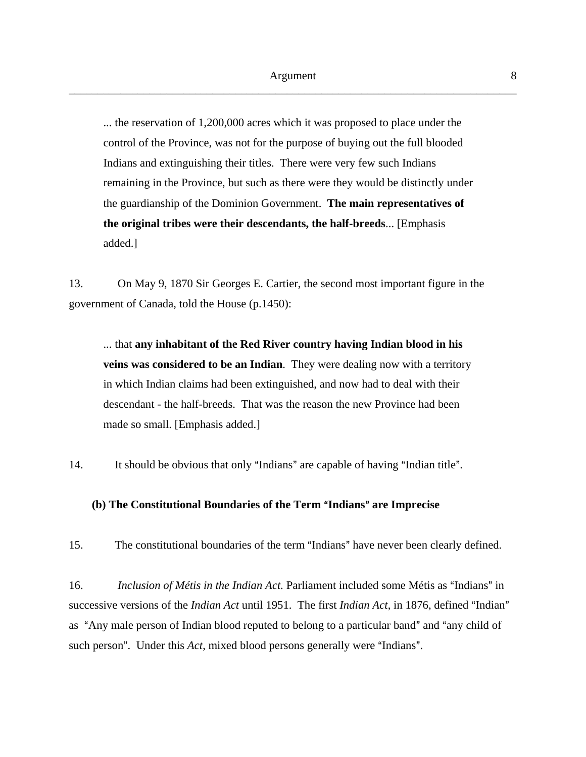> ... the reservation of 1,200,000 acres which it was proposed to place under the control of the Province, was not for the purpose of buying out the full blooded Indians and extinguishing their titles. There were very few such Indians remaining in the Province, but such as there were they would be distinctly under the guardianship of the Dominion Government. **The main representatives of the original tribes were their descendants, the half-breeds**... [Emphasis added.]

13. On May 9, 1870 Sir Georges E. Cartier, the second most important figure in the government of Canada, told the House (p.1450):

> ... that **any inhabitant of the Red River country having Indian blood in his veins was considered to be an Indian**. They were dealing now with a territory in which Indian claims had been extinguished, and now had to deal with their descendant - the half-breeds. That was the reason the new Province had been made so small. [Emphasis added.]

14. It should be obvious that only "Indians" are capable of having "Indian title".

### (b) The Constitutional Boundaries of the Term "Indians" are Imprecise

15. The constitutional boundaries of the term "Indians" have never been clearly defined.

16. *Inclusion of Métis in the Indian Act.* Parliament included some Métis as "Indians" in successive versions of the *Indian Act* until 1951. The first *Indian Act*, in 1876, defined "Indian" as "Any male person of Indian blood reputed to belong to a particular band" and "any child of such person". Under this *Act*, mixed blood persons generally were "Indians".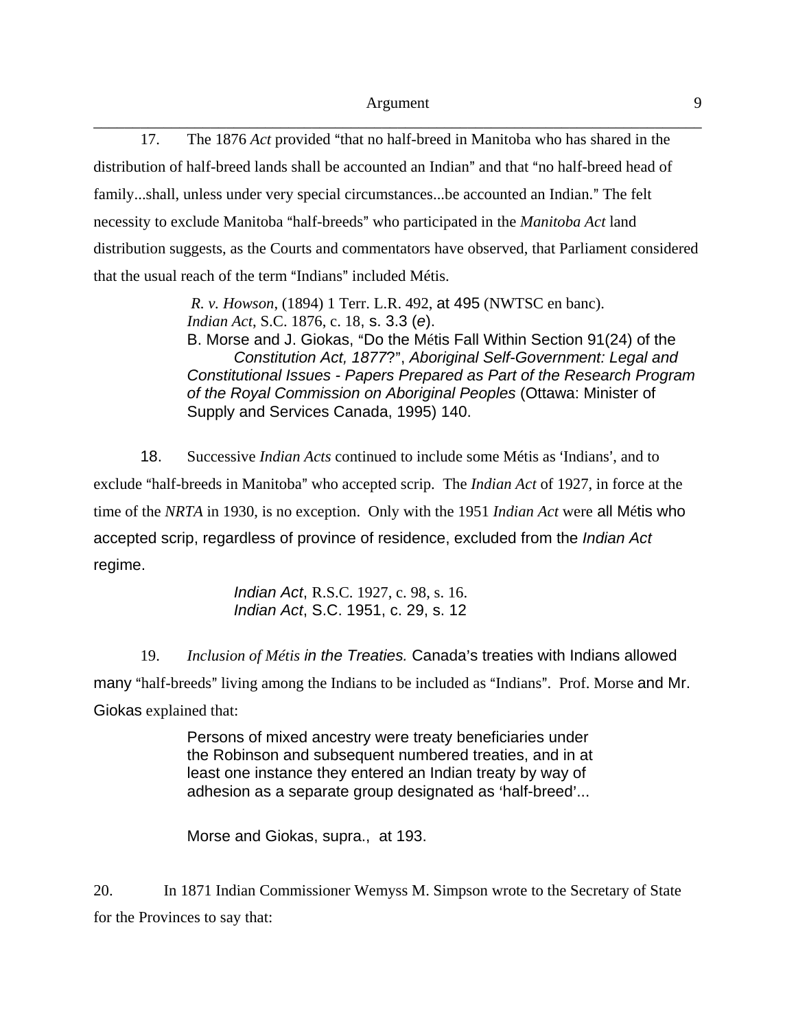17. The 1876 *Act* provided "that no half-breed in Manitoba who has shared in the distribution of half-breed lands shall be accounted an Indian" and that "no half-breed head of family...shall, unless under very special circumstances...be accounted an Indian." The felt necessity to exclude Manitoba "half-breeds" who participated in the *Manitoba Act* land distribution suggests, as the Courts and commentators have observed, that Parliament considered that the usual reach of the term "Indians" included Métis.

> *R. v. Howson*, (1894) 1 Terr. L.R. 492, at 495 (NWTSC en banc).
> *Indian Act*, S.C. 1876, c. 18, s. 3.3 (*e*).
> B. Morse and J. Giokas, "Do the Métis Fall Within Section 91(24) of the *Constitution Act, 1877*?", *Aboriginal Self-Government: Legal and Constitutional Issues - Papers Prepared as Part of the Research Program of the Royal Commission on Aboriginal Peoples* (Ottawa: Minister of Supply and Services Canada, 1995) 140.

18. Successive *Indian Acts* continued to include some Métis as 'Indians', and to exclude "half-breeds in Manitoba" who accepted scrip. The *Indian Act* of 1927, in force at the time of the *NRTA* in 1930, is no exception. Only with the 1951 *Indian Act* were all Métis who accepted scrip, regardless of province of residence, excluded from the *Indian Act* regime.

> *Indian Act*, R.S.C. 1927, c. 98, s. 16.
> *Indian Act*, S.C. 1951, c. 29, s. 12

19. *Inclusion of Métis in the Treaties.* Canada's treaties with Indians allowed many "half-breeds" living among the Indians to be included as "Indians". Prof. Morse and Mr. Giokas explained that:

> Persons of mixed ancestry were treaty beneficiaries under the Robinson and subsequent numbered treaties, and in at least one instance they entered an Indian treaty by way of adhesion as a separate group designated as 'half-breed'...
>
> Morse and Giokas, supra., at 193.

20. In 1871 Indian Commissioner Wemyss M. Simpson wrote to the Secretary of State for the Provinces to say that: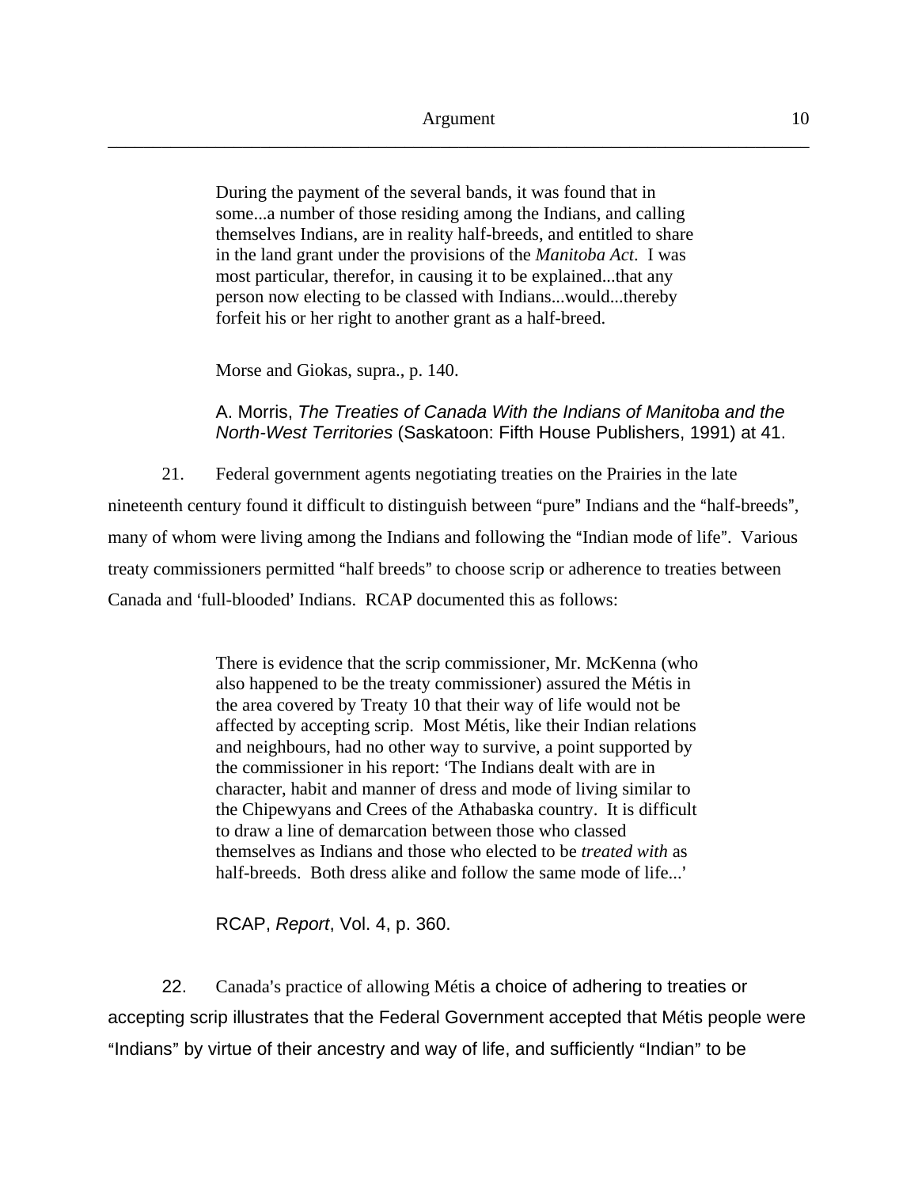> During the payment of the several bands, it was found that in some...a number of those residing among the Indians, and calling themselves Indians, are in reality half-breeds, and entitled to share in the land grant under the provisions of the *Manitoba Act*. I was most particular, therefor, in causing it to be explained...that any person now electing to be classed with Indians...would...thereby forfeit his or her right to another grant as a half-breed.
>
> Morse and Giokas, supra., p. 140.
>
> A. Morris, *The Treaties of Canada With the Indians of Manitoba and the North-West Territories* (Saskatoon: Fifth House Publishers, 1991) at 41.

21. Federal government agents negotiating treaties on the Prairies in the late nineteenth century found it difficult to distinguish between "pure" Indians and the "half-breeds", many of whom were living among the Indians and following the "Indian mode of life". Various treaty commissioners permitted "half breeds" to choose scrip or adherence to treaties between Canada and 'full-blooded' Indians. RCAP documented this as follows:

> There is evidence that the scrip commissioner, Mr. McKenna (who also happened to be the treaty commissioner) assured the Métis in the area covered by Treaty 10 that their way of life would not be affected by accepting scrip. Most Métis, like their Indian relations and neighbours, had no other way to survive, a point supported by the commissioner in his report: 'The Indians dealt with are in character, habit and manner of dress and mode of living similar to the Chipewyans and Crees of the Athabaska country. It is difficult to draw a line of demarcation between those who classed themselves as Indians and those who elected to be *treated with* as half-breeds. Both dress alike and follow the same mode of life...'
>
> RCAP, *Report*, Vol. 4, p. 360.

22. Canada's practice of allowing Métis a choice of adhering to treaties or accepting scrip illustrates that the Federal Government accepted that Métis people were "Indians" by virtue of their ancestry and way of life, and sufficiently "Indian" to be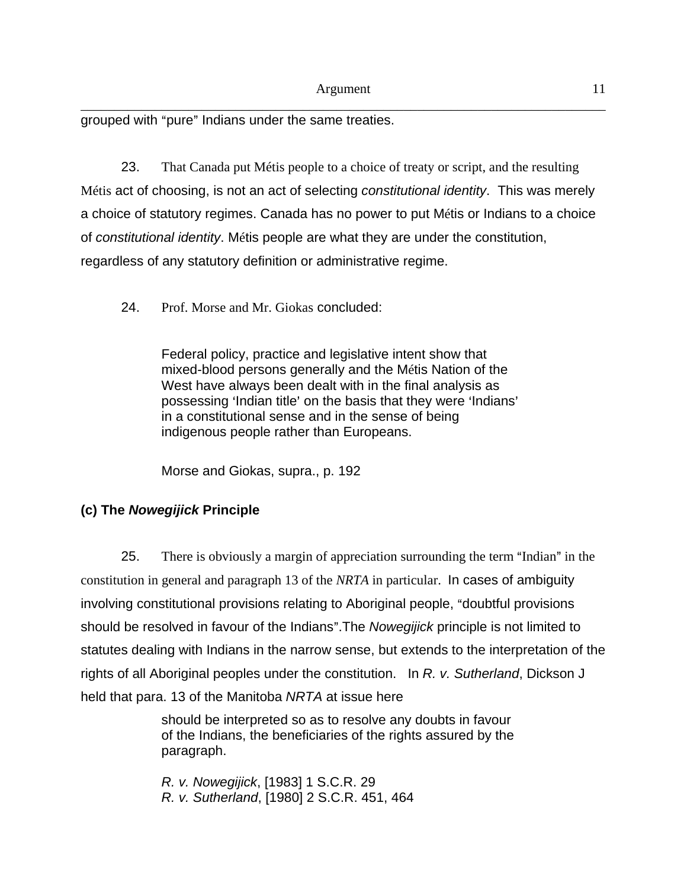grouped with "pure" Indians under the same treaties.

23. That Canada put Métis people to a choice of treaty or script, and the resulting Métis act of choosing, is not an act of selecting *constitutional identity*. This was merely a choice of statutory regimes. Canada has no power to put Métis or Indians to a choice of *constitutional identity*. Métis people are what they are under the constitution, regardless of any statutory definition or administrative regime.

24. Prof. Morse and Mr. Giokas concluded:

> Federal policy, practice and legislative intent show that mixed-blood persons generally and the Métis Nation of the West have always been dealt with in the final analysis as possessing 'Indian title' on the basis that they were 'Indians' in a constitutional sense and in the sense of being indigenous people rather than Europeans.
>
> Morse and Giokas, supra., p. 192

### (c) The *Nowegijick* Principle

25. There is obviously a margin of appreciation surrounding the term "Indian" in the constitution in general and paragraph 13 of the *NRTA* in particular. In cases of ambiguity involving constitutional provisions relating to Aboriginal people, "doubtful provisions should be resolved in favour of the Indians".The *Nowegijick* principle is not limited to statutes dealing with Indians in the narrow sense, but extends to the interpretation of the rights of all Aboriginal peoples under the constitution. In *R. v. Sutherland*, Dickson J held that para. 13 of the Manitoba *NRTA* at issue here

> should be interpreted so as to resolve any doubts in favour of the Indians, the beneficiaries of the rights assured by the paragraph.
>
> *R. v. Nowegijick*, [1983] 1 S.C.R. 29
> *R. v. Sutherland*, [1980] 2 S.C.R. 451, 464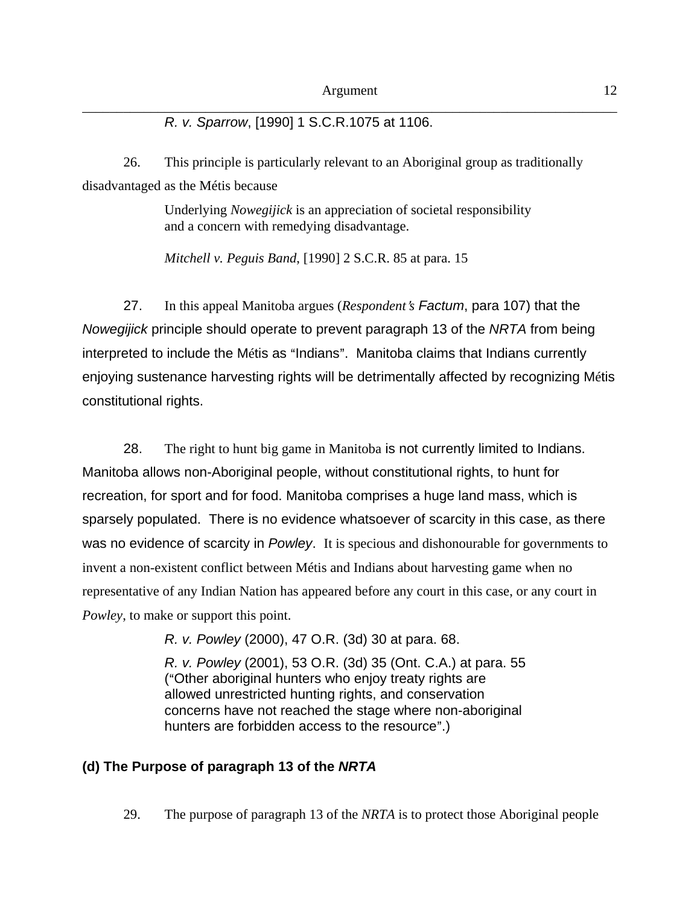*R. v. Sparrow*, [1990] 1 S.C.R.1075 at 1106.

26. This principle is particularly relevant to an Aboriginal group as traditionally disadvantaged as the Métis because

> Underlying *Nowegijick* is an appreciation of societal responsibility and a concern with remedying disadvantage.
>
> *Mitchell v. Peguis Band*, [1990] 2 S.C.R. 85 at para. 15

27. In this appeal Manitoba argues (*Respondent's Factum*, para 107) that the *Nowegijick* principle should operate to prevent paragraph 13 of the *NRTA* from being interpreted to include the Métis as "Indians". Manitoba claims that Indians currently enjoying sustenance harvesting rights will be detrimentally affected by recognizing Métis constitutional rights.

28. The right to hunt big game in Manitoba is not currently limited to Indians. Manitoba allows non-Aboriginal people, without constitutional rights, to hunt for recreation, for sport and for food. Manitoba comprises a huge land mass, which is sparsely populated. There is no evidence whatsoever of scarcity in this case, as there was no evidence of scarcity in *Powley*. It is specious and dishonourable for governments to invent a non-existent conflict between Métis and Indians about harvesting game when no representative of any Indian Nation has appeared before any court in this case, or any court in *Powley*, to make or support this point.

> *R. v. Powley* (2000), 47 O.R. (3d) 30 at para. 68.
>
> *R. v. Powley* (2001), 53 O.R. (3d) 35 (Ont. C.A.) at para. 55 ("Other aboriginal hunters who enjoy treaty rights are allowed unrestricted hunting rights, and conservation concerns have not reached the stage where non-aboriginal hunters are forbidden access to the resource".)

### (d) The Purpose of paragraph 13 of the *NRTA*

29. The purpose of paragraph 13 of the *NRTA* is to protect those Aboriginal people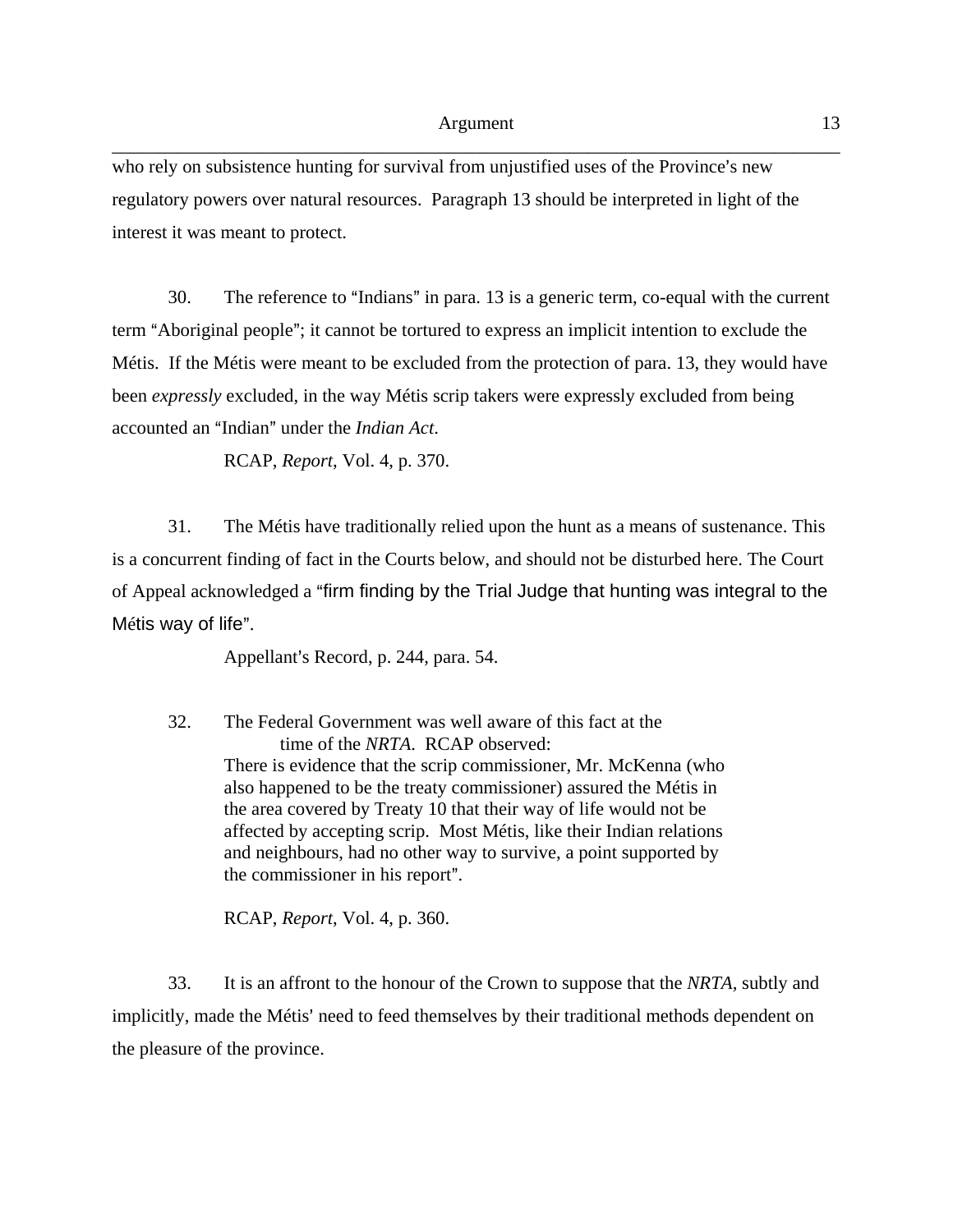who rely on subsistence hunting for survival from unjustified uses of the Province's new regulatory powers over natural resources. Paragraph 13 should be interpreted in light of the interest it was meant to protect.

30. The reference to "Indians" in para. 13 is a generic term, co-equal with the current term "Aboriginal people"; it cannot be tortured to express an implicit intention to exclude the Métis. If the Métis were meant to be excluded from the protection of para. 13, they would have been *expressly* excluded, in the way Métis scrip takers were expressly excluded from being accounted an "Indian" under the *Indian Act*.

RCAP, *Report*, Vol. 4, p. 370.

31. The Métis have traditionally relied upon the hunt as a means of sustenance. This is a concurrent finding of fact in the Courts below, and should not be disturbed here. The Court of Appeal acknowledged a "firm finding by the Trial Judge that hunting was integral to the Métis way of life".

Appellant's Record, p. 244, para. 54.

32. The Federal Government was well aware of this fact at the time of the *NRTA*. RCAP observed:

> There is evidence that the scrip commissioner, Mr. McKenna (who also happened to be the treaty commissioner) assured the Métis in the area covered by Treaty 10 that their way of life would not be affected by accepting scrip. Most Métis, like their Indian relations and neighbours, had no other way to survive, a point supported by the commissioner in his report".

RCAP, *Report*, Vol. 4, p. 360.

33. It is an affront to the honour of the Crown to suppose that the *NRTA*, subtly and implicitly, made the Métis' need to feed themselves by their traditional methods dependent on the pleasure of the province.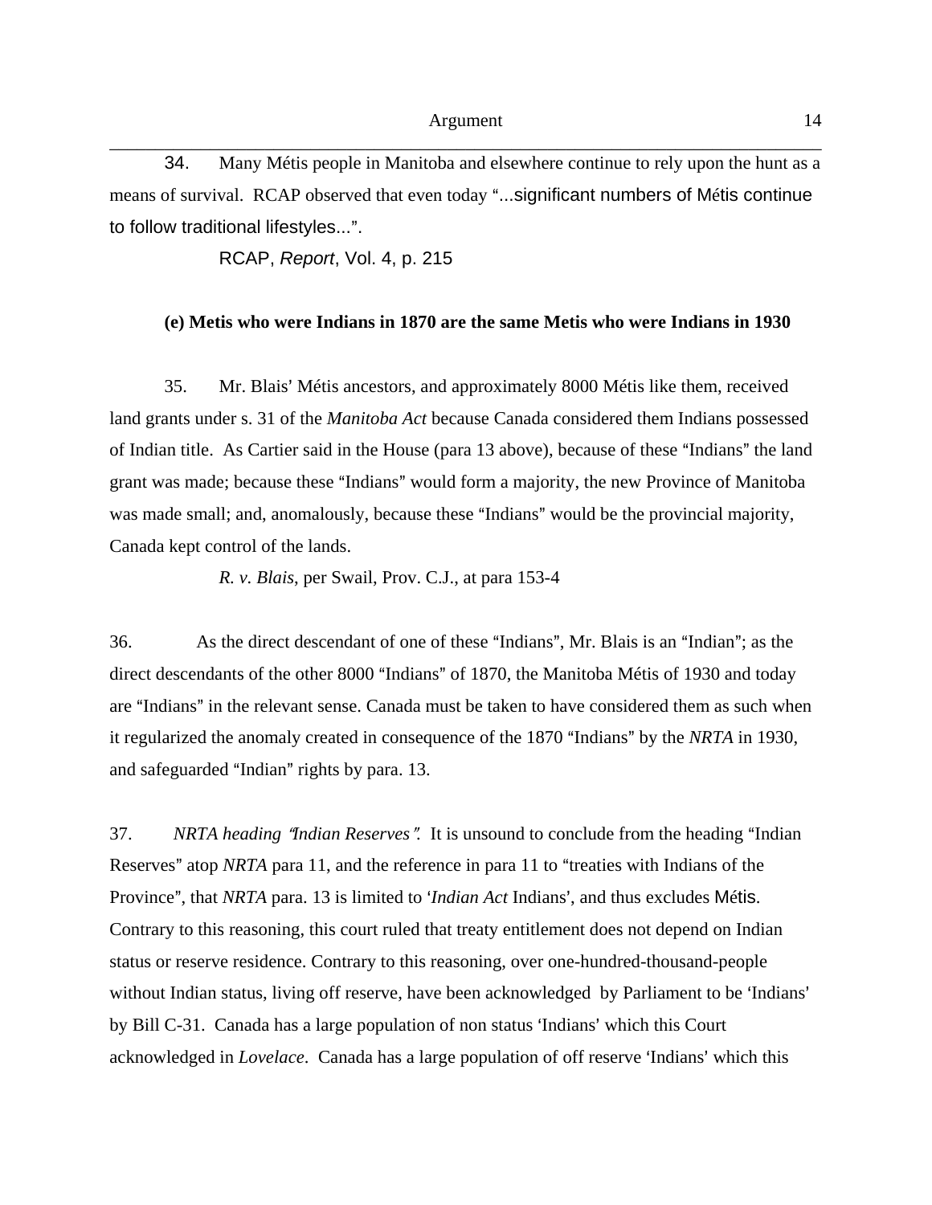34. Many Métis people in Manitoba and elsewhere continue to rely upon the hunt as a means of survival. RCAP observed that even today "...significant numbers of Métis continue to follow traditional lifestyles...".

RCAP, *Report*, Vol. 4, p. 215

**(e) Metis who were Indians in 1870 are the same Metis who were Indians in 1930**

35. Mr. Blais' Métis ancestors, and approximately 8000 Métis like them, received land grants under s. 31 of the *Manitoba Act* because Canada considered them Indians possessed of Indian title. As Cartier said in the House (para 13 above), because of these "Indians" the land grant was made; because these "Indians" would form a majority, the new Province of Manitoba was made small; and, anomalously, because these "Indians" would be the provincial majority, Canada kept control of the lands.

*R. v. Blais*, per Swail, Prov. C.J., at para 153-4

36. As the direct descendant of one of these "Indians", Mr. Blais is an "Indian"; as the direct descendants of the other 8000 "Indians" of 1870, the Manitoba Métis of 1930 and today are "Indians" in the relevant sense. Canada must be taken to have considered them as such when it regularized the anomaly created in consequence of the 1870 "Indians" by the *NRTA* in 1930, and safeguarded "Indian" rights by para. 13.

37. *NRTA heading "Indian Reserves".* It is unsound to conclude from the heading "Indian Reserves" atop *NRTA* para 11, and the reference in para 11 to "treaties with Indians of the Province", that *NRTA* para. 13 is limited to '*Indian Act* Indians', and thus excludes Métis. Contrary to this reasoning, this court ruled that treaty entitlement does not depend on Indian status or reserve residence. Contrary to this reasoning, over one-hundred-thousand-people without Indian status, living off reserve, have been acknowledged by Parliament to be 'Indians' by Bill C-31. Canada has a large population of non status 'Indians' which this Court acknowledged in *Lovelace*. Canada has a large population of off reserve 'Indians' which this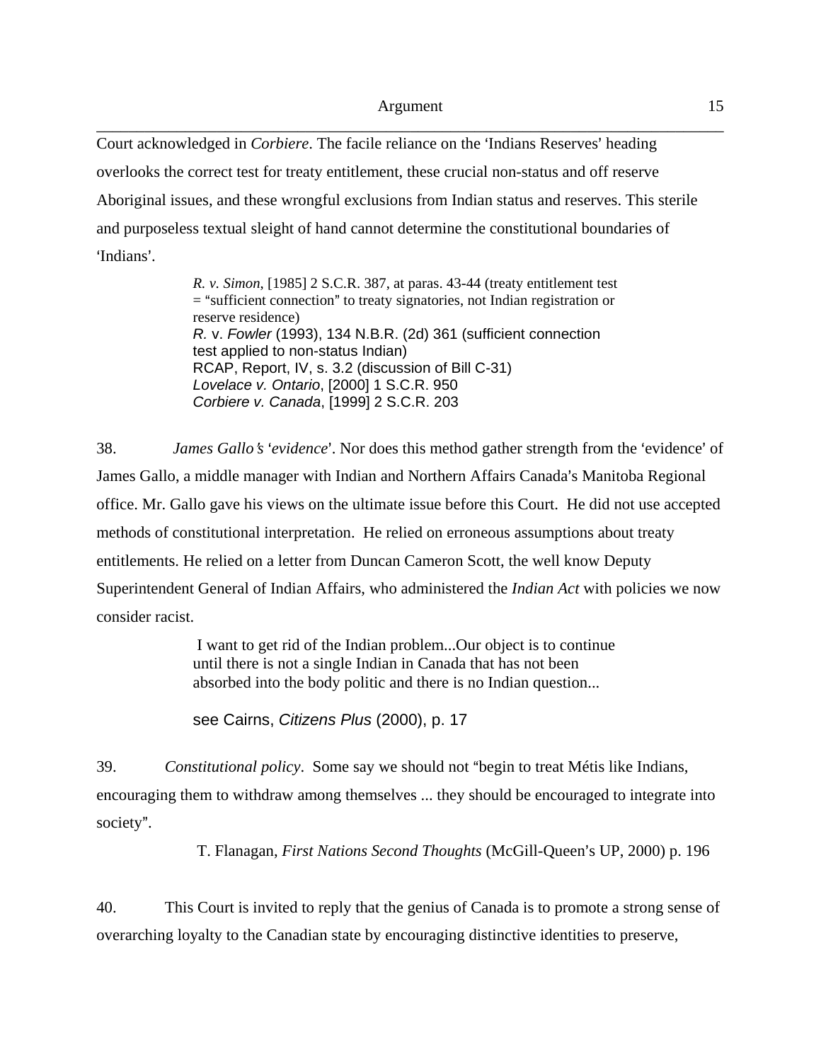Court acknowledged in *Corbiere*. The facile reliance on the 'Indians Reserves' heading overlooks the correct test for treaty entitlement, these crucial non-status and off reserve Aboriginal issues, and these wrongful exclusions from Indian status and reserves. This sterile and purposeless textual sleight of hand cannot determine the constitutional boundaries of 'Indians'.

> *R. v. Simon*, [1985] 2 S.C.R. 387, at paras. 43-44 (treaty entitlement test = "sufficient connection" to treaty signatories, not Indian registration or reserve residence)
> *R.* v. *Fowler* (1993), 134 N.B.R. (2d) 361 (sufficient connection test applied to non-status Indian)
> RCAP, Report, IV, s. 3.2 (discussion of Bill C-31)
> *Lovelace v. Ontario*, [2000] 1 S.C.R. 950
> *Corbiere v. Canada*, [1999] 2 S.C.R. 203

38. *James Gallo's 'evidence'*. Nor does this method gather strength from the 'evidence' of James Gallo, a middle manager with Indian and Northern Affairs Canada's Manitoba Regional office. Mr. Gallo gave his views on the ultimate issue before this Court. He did not use accepted methods of constitutional interpretation. He relied on erroneous assumptions about treaty entitlements. He relied on a letter from Duncan Cameron Scott, the well know Deputy Superintendent General of Indian Affairs, who administered the *Indian Act* with policies we now consider racist.

> I want to get rid of the Indian problem...Our object is to continue until there is not a single Indian in Canada that has not been absorbed into the body politic and there is no Indian question...
>
> see Cairns, *Citizens Plus* (2000), p. 17

39. *Constitutional policy*. Some say we should not "begin to treat Métis like Indians, encouraging them to withdraw among themselves ... they should be encouraged to integrate into society".

> T. Flanagan, *First Nations Second Thoughts* (McGill-Queen's UP, 2000) p. 196

40. This Court is invited to reply that the genius of Canada is to promote a strong sense of overarching loyalty to the Canadian state by encouraging distinctive identities to preserve,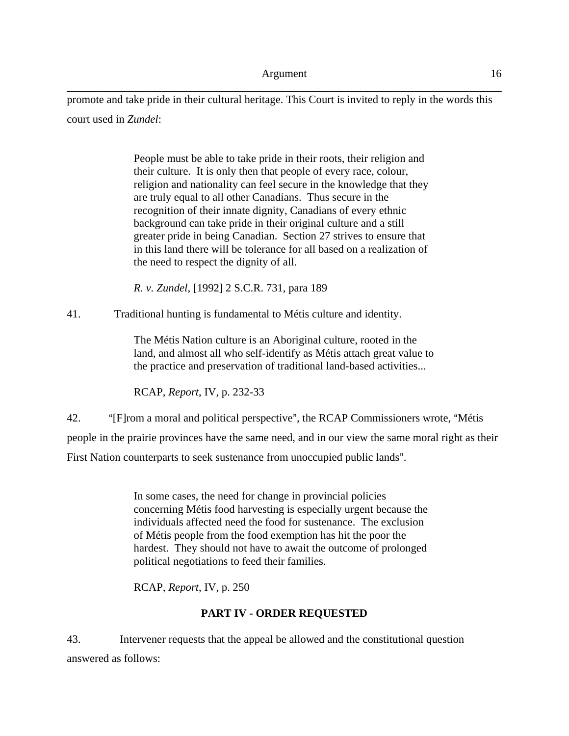promote and take pride in their cultural heritage. This Court is invited to reply in the words this court used in *Zundel*:

> People must be able to take pride in their roots, their religion and their culture. It is only then that people of every race, colour, religion and nationality can feel secure in the knowledge that they are truly equal to all other Canadians. Thus secure in the recognition of their innate dignity, Canadians of every ethnic background can take pride in their original culture and a still greater pride in being Canadian. Section 27 strives to ensure that in this land there will be tolerance for all based on a realization of the need to respect the dignity of all.
>
> *R. v. Zundel*, [1992] 2 S.C.R. 731, para 189

41. Traditional hunting is fundamental to Métis culture and identity.

> The Métis Nation culture is an Aboriginal culture, rooted in the land, and almost all who self-identify as Métis attach great value to the practice and preservation of traditional land-based activities...
>
> RCAP, *Report*, IV, p. 232-33

42. "[F]rom a moral and political perspective", the RCAP Commissioners wrote, "Métis people in the prairie provinces have the same need, and in our view the same moral right as their First Nation counterparts to seek sustenance from unoccupied public lands".

> In some cases, the need for change in provincial policies concerning Métis food harvesting is especially urgent because the individuals affected need the food for sustenance. The exclusion of Métis people from the food exemption has hit the poor the hardest. They should not have to await the outcome of prolonged political negotiations to feed their families.
>
> RCAP, *Report*, IV, p. 250

## PART IV - ORDER REQUESTED

43. Intervener requests that the appeal be allowed and the constitutional question answered as follows: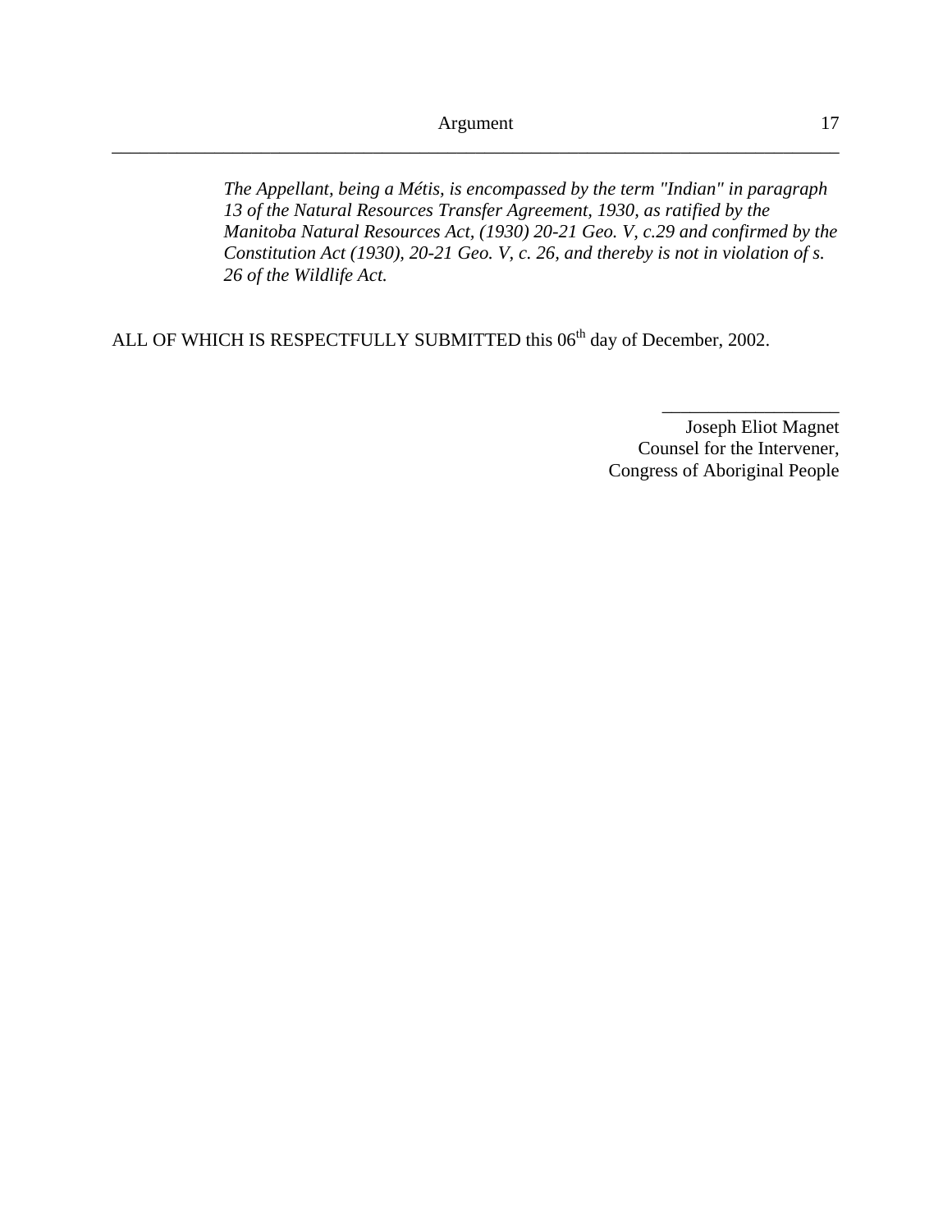*The Appellant, being a Métis, is encompassed by the term "Indian" in paragraph 13 of the Natural Resources Transfer Agreement, 1930, as ratified by the Manitoba Natural Resources Act, (1930) 20-21 Geo. V, c.29 and confirmed by the Constitution Act (1930), 20-21 Geo. V, c. 26, and thereby is not in violation of s. 26 of the Wildlife Act.*

ALL OF WHICH IS RESPECTFULLY SUBMITTED this 06th day of December, 2002.

\_\_\_\_\_\_\_\_\_\_\_\_\_\_\_\_\_\_

Joseph Eliot Magnet
Counsel for the Intervener,
Congress of Aboriginal People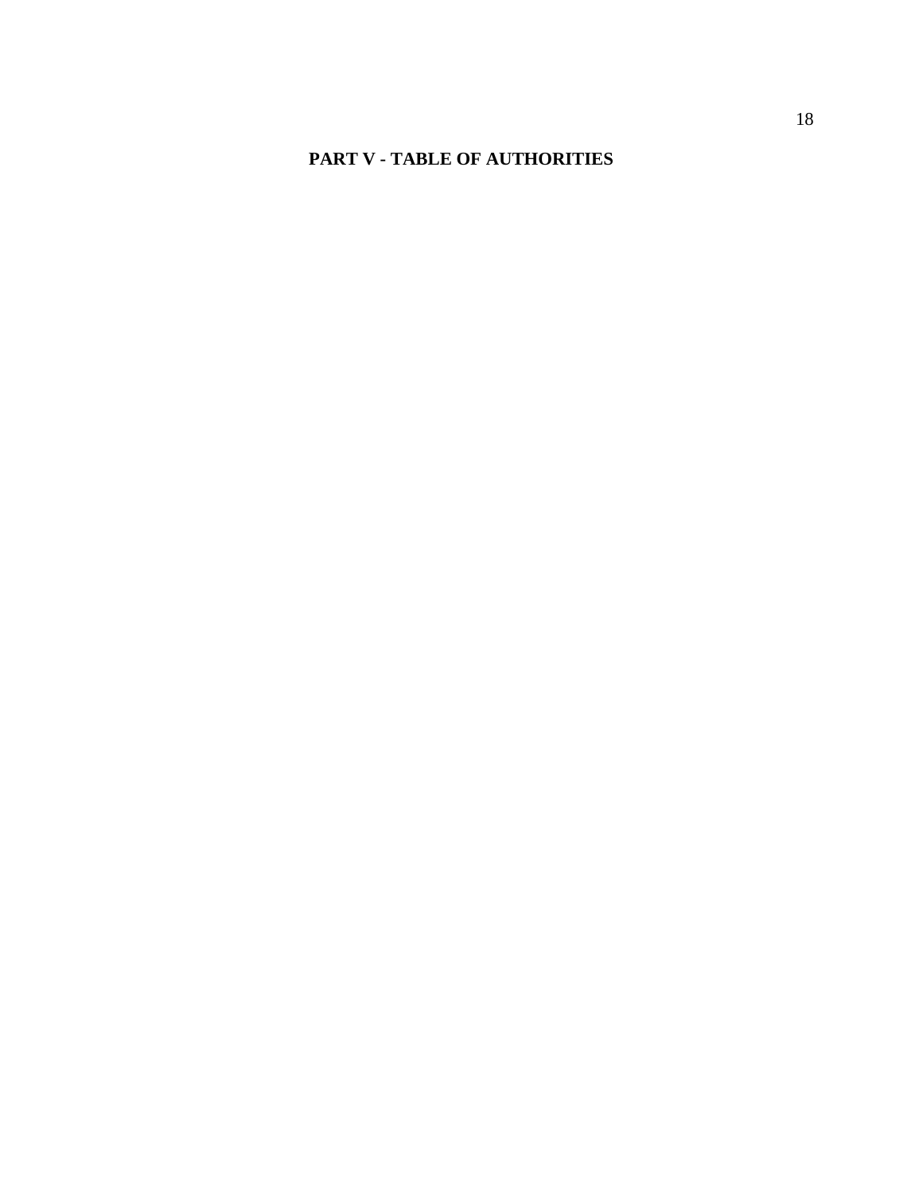## PART V - TABLE OF AUTHORITIES